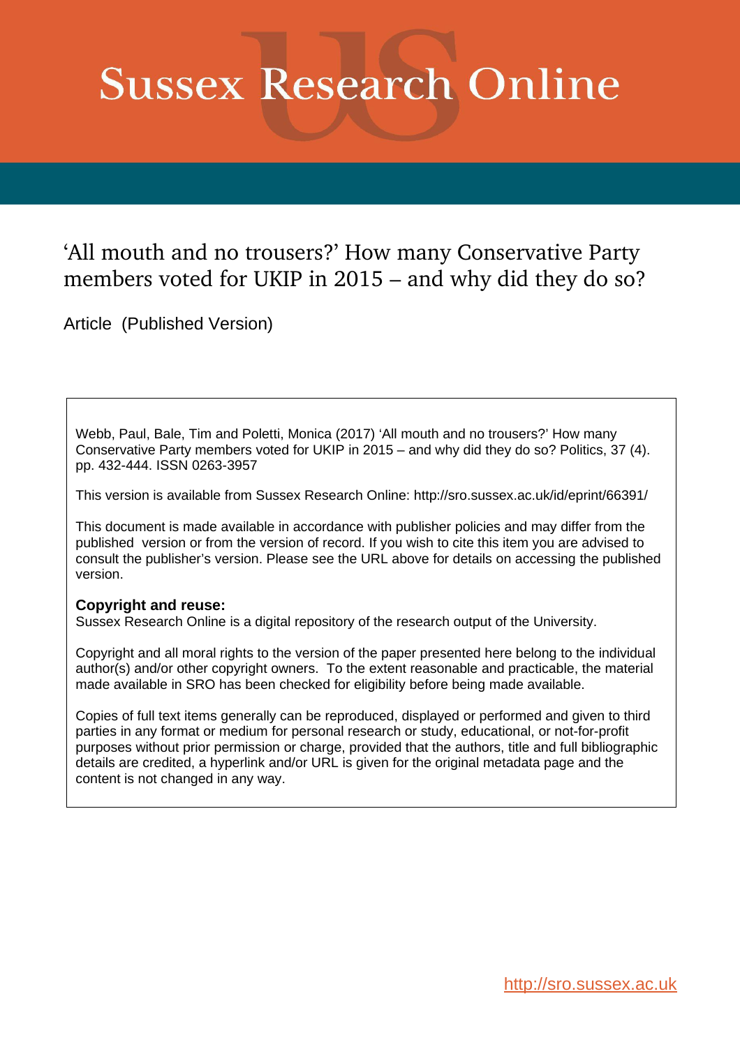# Sussex Research Online

## ‘All mouth and no trousers?’ How many Conservative Party members voted for UKIP in 2015 – and why did they do so?

Article (Published Version)

Webb, Paul, Bale, Tim and Poletti, Monica (2017) ‘All mouth and no trousers?’ How many Conservative Party members voted for UKIP in 2015 – and why did they do so? Politics, 37 (4). pp. 432-444. ISSN 0263-3957

This version is available from Sussex Research Online: http://sro.sussex.ac.uk/id/eprint/66391/

This document is made available in accordance with publisher policies and may differ from the published version or from the version of record. If you wish to cite this item you are advised to consult the publisher’s version. Please see the URL above for details on accessing the published version.

**Copyright and reuse:**
Sussex Research Online is a digital repository of the research output of the University.

Copyright and all moral rights to the version of the paper presented here belong to the individual author(s) and/or other copyright owners. To the extent reasonable and practicable, the material made available in SRO has been checked for eligibility before being made available.

Copies of full text items generally can be reproduced, displayed or performed and given to third parties in any format or medium for personal research or study, educational, or not-for-profit purposes without prior permission or charge, provided that the authors, title and full bibliographic details are credited, a hyperlink and/or URL is given for the original metadata page and the content is not changed in any way.

http://sro.sussex.ac.uk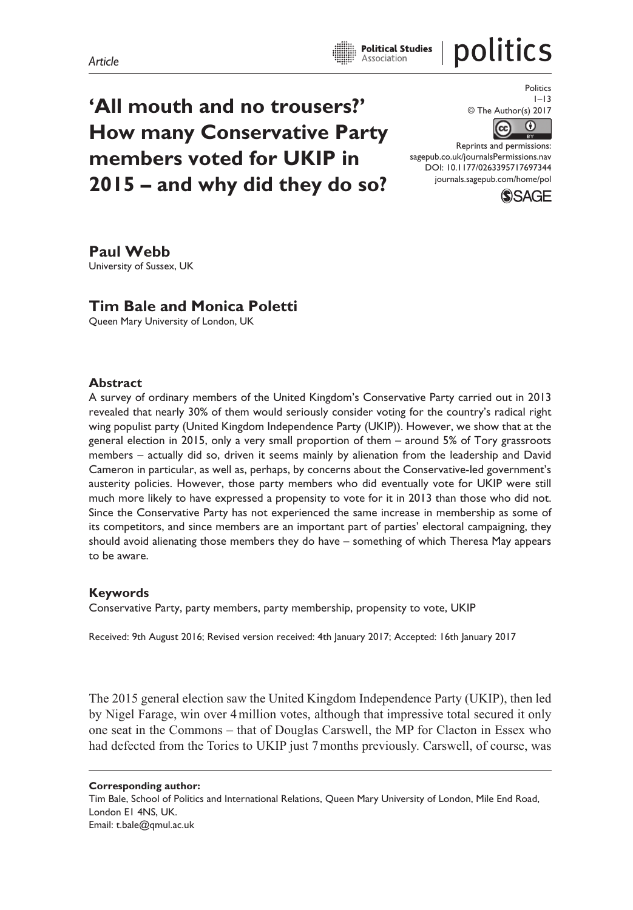*Article*

# 'All mouth and no trousers?' How many Conservative Party members voted for UKIP in 2015 – and why did they do so?

Politics
1–13
© The Author(s) 2017
Reprints and permissions:
sagepub.co.uk/journalsPermissions.nav
DOI: 10.1177/0263395717697344
journals.sagepub.com/home/pol

**Paul Webb**
University of Sussex, UK

**Tim Bale and Monica Poletti**
Queen Mary University of London, UK

## Abstract

A survey of ordinary members of the United Kingdom's Conservative Party carried out in 2013 revealed that nearly 30% of them would seriously consider voting for the country's radical right wing populist party (United Kingdom Independence Party (UKIP)). However, we show that at the general election in 2015, only a very small proportion of them – around 5% of Tory grassroots members – actually did so, driven it seems mainly by alienation from the leadership and David Cameron in particular, as well as, perhaps, by concerns about the Conservative-led government's austerity policies. However, those party members who did eventually vote for UKIP were still much more likely to have expressed a propensity to vote for it in 2013 than those who did not. Since the Conservative Party has not experienced the same increase in membership as some of its competitors, and since members are an important part of parties' electoral campaigning, they should avoid alienating those members they do have – something of which Theresa May appears to be aware.

## Keywords

Conservative Party, party members, party membership, propensity to vote, UKIP

Received: 9th August 2016; Revised version received: 4th January 2017; Accepted: 16th January 2017

The 2015 general election saw the United Kingdom Independence Party (UKIP), then led by Nigel Farage, win over 4 million votes, although that impressive total secured it only one seat in the Commons – that of Douglas Carswell, the MP for Clacton in Essex who had defected from the Tories to UKIP just 7 months previously. Carswell, of course, was

**Corresponding author:**
Tim Bale, School of Politics and International Relations, Queen Mary University of London, Mile End Road, London E1 4NS, UK.
Email: t.bale@qmul.ac.uk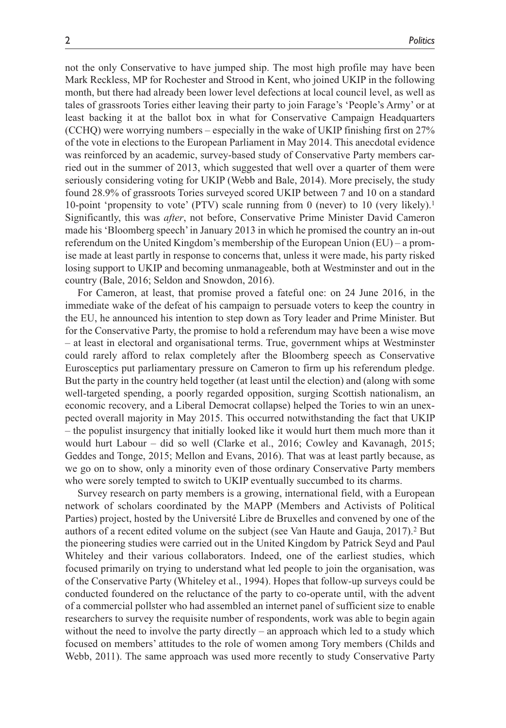not the only Conservative to have jumped ship. The most high profile may have been Mark Reckless, MP for Rochester and Strood in Kent, who joined UKIP in the following month, but there had already been lower level defections at local council level, as well as tales of grassroots Tories either leaving their party to join Farage's 'People's Army' or at least backing it at the ballot box in what for Conservative Campaign Headquarters (CCHQ) were worrying numbers – especially in the wake of UKIP finishing first on 27% of the vote in elections to the European Parliament in May 2014. This anecdotal evidence was reinforced by an academic, survey-based study of Conservative Party members carried out in the summer of 2013, which suggested that well over a quarter of them were seriously considering voting for UKIP (Webb and Bale, 2014). More precisely, the study found 28.9% of grassroots Tories surveyed scored UKIP between 7 and 10 on a standard 10-point 'propensity to vote' (PTV) scale running from 0 (never) to 10 (very likely).[1] Significantly, this was *after*, not before, Conservative Prime Minister David Cameron made his 'Bloomberg speech' in January 2013 in which he promised the country an in-out referendum on the United Kingdom's membership of the European Union (EU) – a promise made at least partly in response to concerns that, unless it were made, his party risked losing support to UKIP and becoming unmanageable, both at Westminster and out in the country (Bale, 2016; Seldon and Snowdon, 2016).

For Cameron, at least, that promise proved a fateful one: on 24 June 2016, in the immediate wake of the defeat of his campaign to persuade voters to keep the country in the EU, he announced his intention to step down as Tory leader and Prime Minister. But for the Conservative Party, the promise to hold a referendum may have been a wise move – at least in electoral and organisational terms. True, government whips at Westminster could rarely afford to relax completely after the Bloomberg speech as Conservative Eurosceptics put parliamentary pressure on Cameron to firm up his referendum pledge. But the party in the country held together (at least until the election) and (along with some well-targeted spending, a poorly regarded opposition, surging Scottish nationalism, an economic recovery, and a Liberal Democrat collapse) helped the Tories to win an unexpected overall majority in May 2015. This occurred notwithstanding the fact that UKIP – the populist insurgency that initially looked like it would hurt them much more than it would hurt Labour – did so well (Clarke et al., 2016; Cowley and Kavanagh, 2015; Geddes and Tonge, 2015; Mellon and Evans, 2016). That was at least partly because, as we go on to show, only a minority even of those ordinary Conservative Party members who were sorely tempted to switch to UKIP eventually succumbed to its charms.

Survey research on party members is a growing, international field, with a European network of scholars coordinated by the MAPP (Members and Activists of Political Parties) project, hosted by the Université Libre de Bruxelles and convened by one of the authors of a recent edited volume on the subject (see Van Haute and Gauja, 2017).[2] But the pioneering studies were carried out in the United Kingdom by Patrick Seyd and Paul Whiteley and their various collaborators. Indeed, one of the earliest studies, which focused primarily on trying to understand what led people to join the organisation, was of the Conservative Party (Whiteley et al., 1994). Hopes that follow-up surveys could be conducted foundered on the reluctance of the party to co-operate until, with the advent of a commercial pollster who had assembled an internet panel of sufficient size to enable researchers to survey the requisite number of respondents, work was able to begin again without the need to involve the party directly – an approach which led to a study which focused on members' attitudes to the role of women among Tory members (Childs and Webb, 2011). The same approach was used more recently to study Conservative Party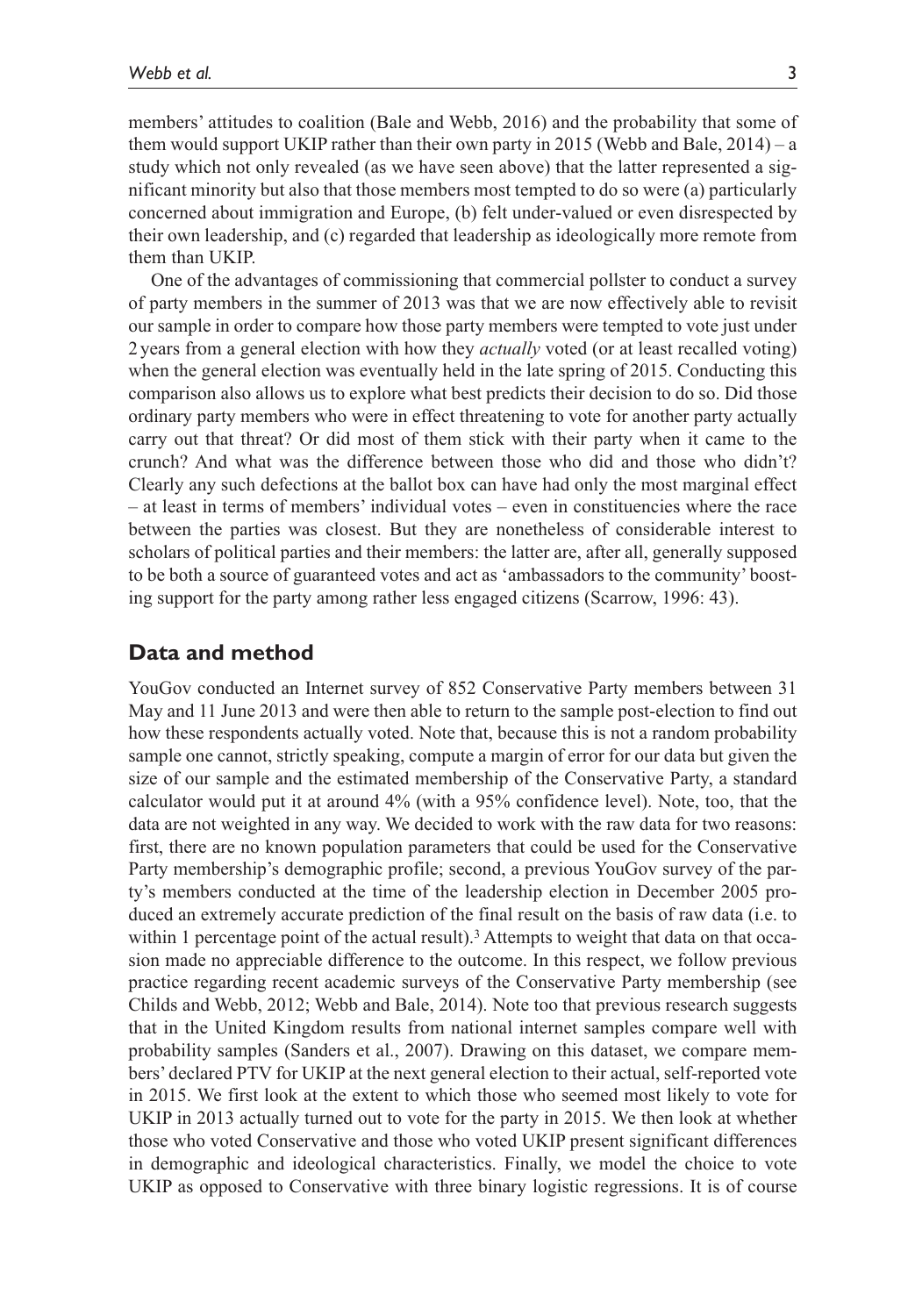members' attitudes to coalition (Bale and Webb, 2016) and the probability that some of them would support UKIP rather than their own party in 2015 (Webb and Bale, 2014) – a study which not only revealed (as we have seen above) that the latter represented a significant minority but also that those members most tempted to do so were (a) particularly concerned about immigration and Europe, (b) felt under-valued or even disrespected by their own leadership, and (c) regarded that leadership as ideologically more remote from them than UKIP.

One of the advantages of commissioning that commercial pollster to conduct a survey of party members in the summer of 2013 was that we are now effectively able to revisit our sample in order to compare how those party members were tempted to vote just under 2 years from a general election with how they *actually* voted (or at least recalled voting) when the general election was eventually held in the late spring of 2015. Conducting this comparison also allows us to explore what best predicts their decision to do so. Did those ordinary party members who were in effect threatening to vote for another party actually carry out that threat? Or did most of them stick with their party when it came to the crunch? And what was the difference between those who did and those who didn't? Clearly any such defections at the ballot box can have had only the most marginal effect – at least in terms of members' individual votes – even in constituencies where the race between the parties was closest. But they are nonetheless of considerable interest to scholars of political parties and their members: the latter are, after all, generally supposed to be both a source of guaranteed votes and act as 'ambassadors to the community' boosting support for the party among rather less engaged citizens (Scarrow, 1996: 43).

## Data and method

YouGov conducted an Internet survey of 852 Conservative Party members between 31 May and 11 June 2013 and were then able to return to the sample post-election to find out how these respondents actually voted. Note that, because this is not a random probability sample one cannot, strictly speaking, compute a margin of error for our data but given the size of our sample and the estimated membership of the Conservative Party, a standard calculator would put it at around 4% (with a 95% confidence level). Note, too, that the data are not weighted in any way. We decided to work with the raw data for two reasons: first, there are no known population parameters that could be used for the Conservative Party membership's demographic profile; second, a previous YouGov survey of the party's members conducted at the time of the leadership election in December 2005 produced an extremely accurate prediction of the final result on the basis of raw data (i.e. to within 1 percentage point of the actual result).[3] Attempts to weight that data on that occasion made no appreciable difference to the outcome. In this respect, we follow previous practice regarding recent academic surveys of the Conservative Party membership (see Childs and Webb, 2012; Webb and Bale, 2014). Note too that previous research suggests that in the United Kingdom results from national internet samples compare well with probability samples (Sanders et al., 2007). Drawing on this dataset, we compare members' declared PTV for UKIP at the next general election to their actual, self-reported vote in 2015. We first look at the extent to which those who seemed most likely to vote for UKIP in 2013 actually turned out to vote for the party in 2015. We then look at whether those who voted Conservative and those who voted UKIP present significant differences in demographic and ideological characteristics. Finally, we model the choice to vote UKIP as opposed to Conservative with three binary logistic regressions. It is of course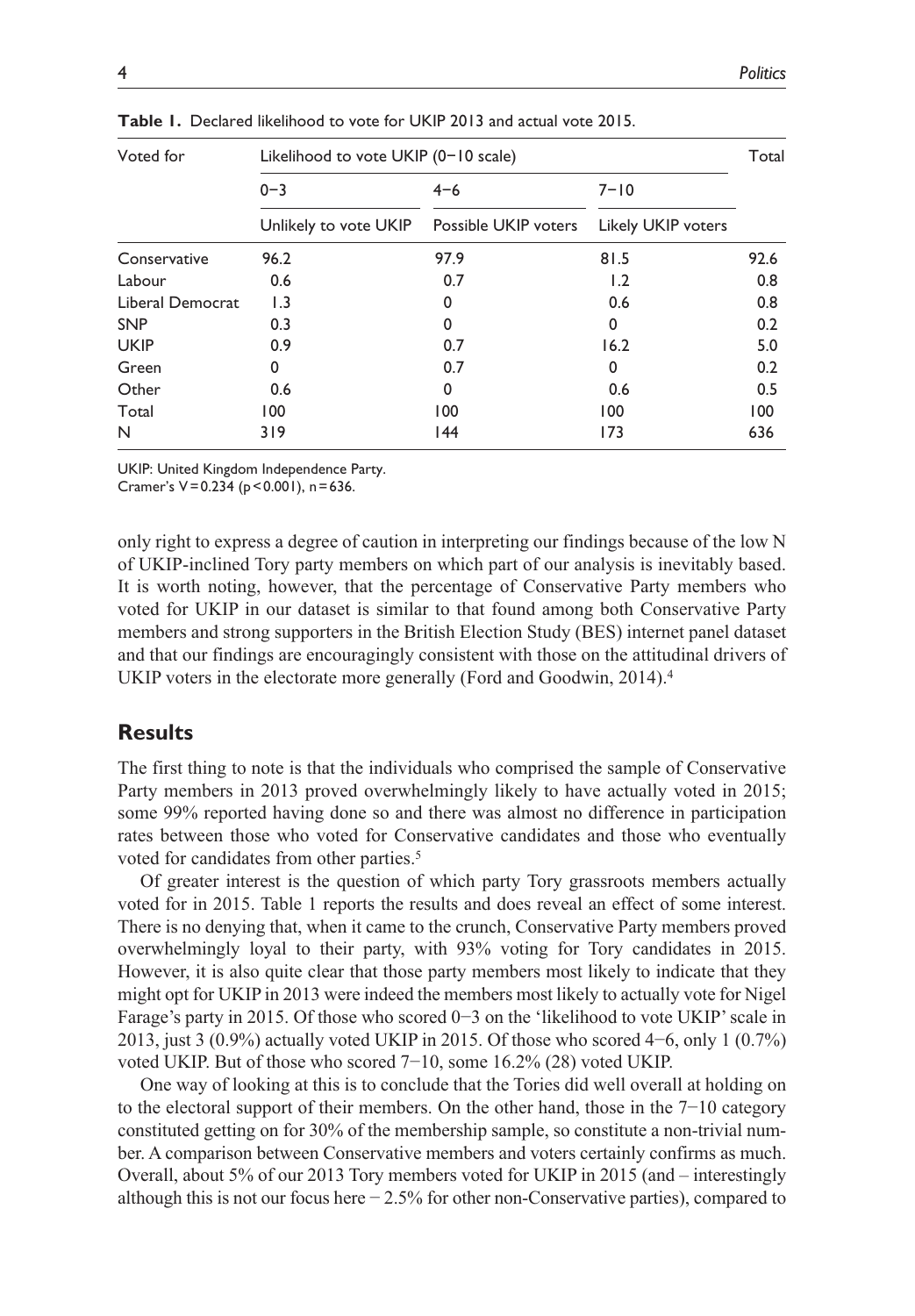**Table 1.** Declared likelihood to vote for UKIP 2013 and actual vote 2015.

| Voted for | Likelihood to vote UKIP (0–10 scale) | | | Total |
|---|---|---|---|---|
| | 0–3 | 4–6 | 7–10 | |
| | Unlikely to vote UKIP | Possible UKIP voters | Likely UKIP voters | |
| Conservative | 96.2 | 97.9 | 81.5 | 92.6 |
| Labour | 0.6 | 0.7 | 1.2 | 0.8 |
| Liberal Democrat | 1.3 | 0 | 0.6 | 0.8 |
| SNP | 0.3 | 0 | 0 | 0.2 |
| UKIP | 0.9 | 0.7 | 16.2 | 5.0 |
| Green | 0 | 0.7 | 0 | 0.2 |
| Other | 0.6 | 0 | 0.6 | 0.5 |
| Total | 100 | 100 | 100 | 100 |
| N | 319 | 144 | 173 | 636 |

UKIP: United Kingdom Independence Party.
Cramer's V = 0.234 ($p < 0.001$), n = 636.

only right to express a degree of caution in interpreting our findings because of the low N of UKIP-inclined Tory party members on which part of our analysis is inevitably based. It is worth noting, however, that the percentage of Conservative Party members who voted for UKIP in our dataset is similar to that found among both Conservative Party members and strong supporters in the British Election Study (BES) internet panel dataset and that our findings are encouragingly consistent with those on the attitudinal drivers of UKIP voters in the electorate more generally (Ford and Goodwin, 2014).[4]

## Results

The first thing to note is that the individuals who comprised the sample of Conservative Party members in 2013 proved overwhelmingly likely to have actually voted in 2015; some 99% reported having done so and there was almost no difference in participation rates between those who voted for Conservative candidates and those who eventually voted for candidates from other parties.[5]

Of greater interest is the question of which party Tory grassroots members actually voted for in 2015. Table 1 reports the results and does reveal an effect of some interest. There is no denying that, when it came to the crunch, Conservative Party members proved overwhelmingly loyal to their party, with 93% voting for Tory candidates in 2015. However, it is also quite clear that those party members most likely to indicate that they might opt for UKIP in 2013 were indeed the members most likely to actually vote for Nigel Farage's party in 2015. Of those who scored 0–3 on the 'likelihood to vote UKIP' scale in 2013, just 3 (0.9%) actually voted UKIP in 2015. Of those who scored 4–6, only 1 (0.7%) voted UKIP. But of those who scored 7–10, some 16.2% (28) voted UKIP.

One way of looking at this is to conclude that the Tories did well overall at holding on to the electoral support of their members. On the other hand, those in the 7–10 category constituted getting on for 30% of the membership sample, so constitute a non-trivial number. A comparison between Conservative members and voters certainly confirms as much. Overall, about 5% of our 2013 Tory members voted for UKIP in 2015 (and – interestingly although this is not our focus here – 2.5% for other non-Conservative parties), compared to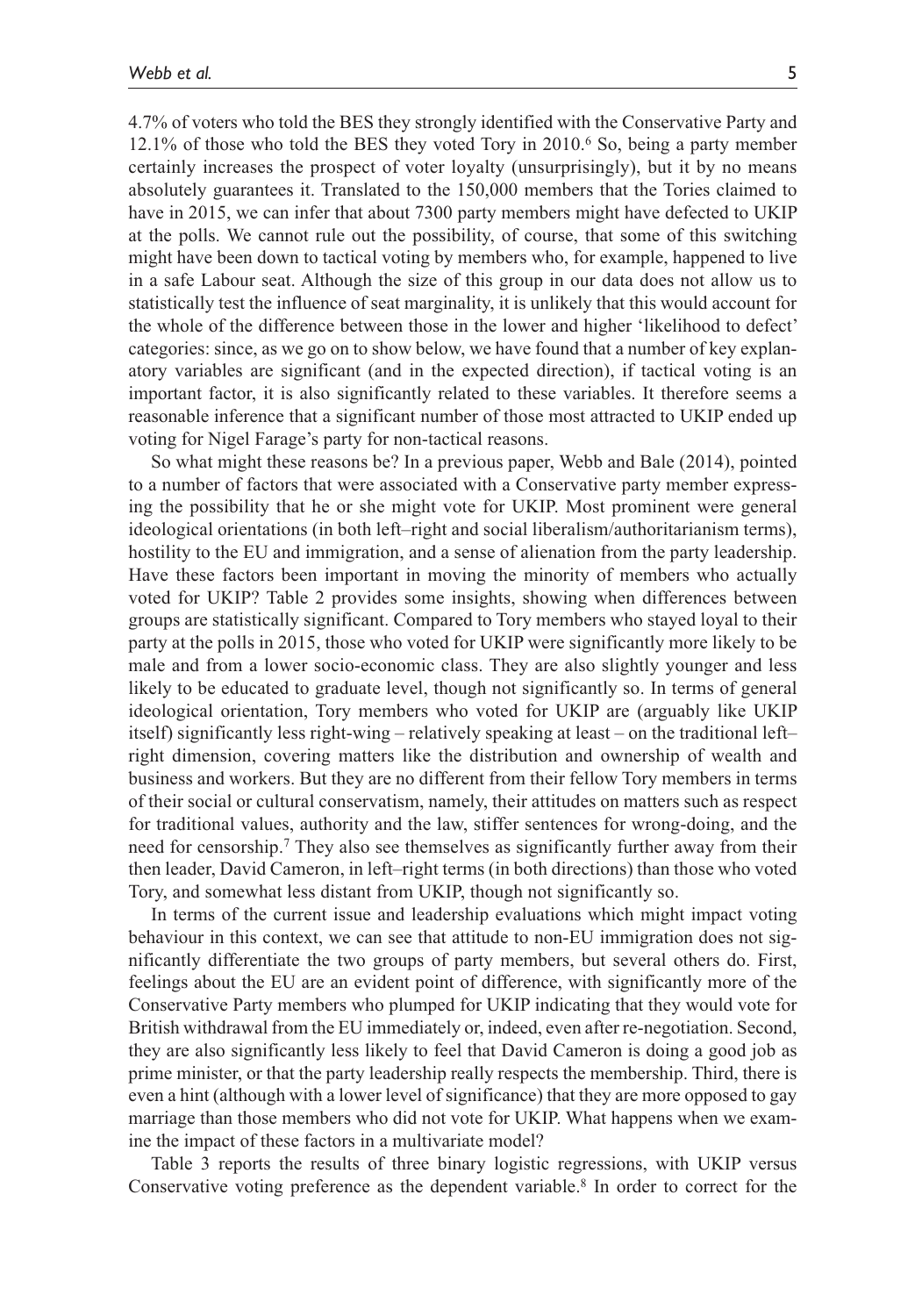4.7% of voters who told the BES they strongly identified with the Conservative Party and 12.1% of those who told the BES they voted Tory in 2010.[6] So, being a party member certainly increases the prospect of voter loyalty (unsurprisingly), but it by no means absolutely guarantees it. Translated to the 150,000 members that the Tories claimed to have in 2015, we can infer that about 7300 party members might have defected to UKIP at the polls. We cannot rule out the possibility, of course, that some of this switching might have been down to tactical voting by members who, for example, happened to live in a safe Labour seat. Although the size of this group in our data does not allow us to statistically test the influence of seat marginality, it is unlikely that this would account for the whole of the difference between those in the lower and higher 'likelihood to defect' categories: since, as we go on to show below, we have found that a number of key explanatory variables are significant (and in the expected direction), if tactical voting is an important factor, it is also significantly related to these variables. It therefore seems a reasonable inference that a significant number of those most attracted to UKIP ended up voting for Nigel Farage's party for non-tactical reasons.

So what might these reasons be? In a previous paper, Webb and Bale (2014), pointed to a number of factors that were associated with a Conservative party member expressing the possibility that he or she might vote for UKIP. Most prominent were general ideological orientations (in both left–right and social liberalism/authoritarianism terms), hostility to the EU and immigration, and a sense of alienation from the party leadership. Have these factors been important in moving the minority of members who actually voted for UKIP? Table 2 provides some insights, showing when differences between groups are statistically significant. Compared to Tory members who stayed loyal to their party at the polls in 2015, those who voted for UKIP were significantly more likely to be male and from a lower socio-economic class. They are also slightly younger and less likely to be educated to graduate level, though not significantly so. In terms of general ideological orientation, Tory members who voted for UKIP are (arguably like UKIP itself) significantly less right-wing – relatively speaking at least – on the traditional left–right dimension, covering matters like the distribution and ownership of wealth and business and workers. But they are no different from their fellow Tory members in terms of their social or cultural conservatism, namely, their attitudes on matters such as respect for traditional values, authority and the law, stiffer sentences for wrong-doing, and the need for censorship.[7] They also see themselves as significantly further away from their then leader, David Cameron, in left–right terms (in both directions) than those who voted Tory, and somewhat less distant from UKIP, though not significantly so.

In terms of the current issue and leadership evaluations which might impact voting behaviour in this context, we can see that attitude to non-EU immigration does not significantly differentiate the two groups of party members, but several others do. First, feelings about the EU are an evident point of difference, with significantly more of the Conservative Party members who plumped for UKIP indicating that they would vote for British withdrawal from the EU immediately or, indeed, even after re-negotiation. Second, they are also significantly less likely to feel that David Cameron is doing a good job as prime minister, or that the party leadership really respects the membership. Third, there is even a hint (although with a lower level of significance) that they are more opposed to gay marriage than those members who did not vote for UKIP. What happens when we examine the impact of these factors in a multivariate model?

Table 3 reports the results of three binary logistic regressions, with UKIP versus Conservative voting preference as the dependent variable.[8] In order to correct for the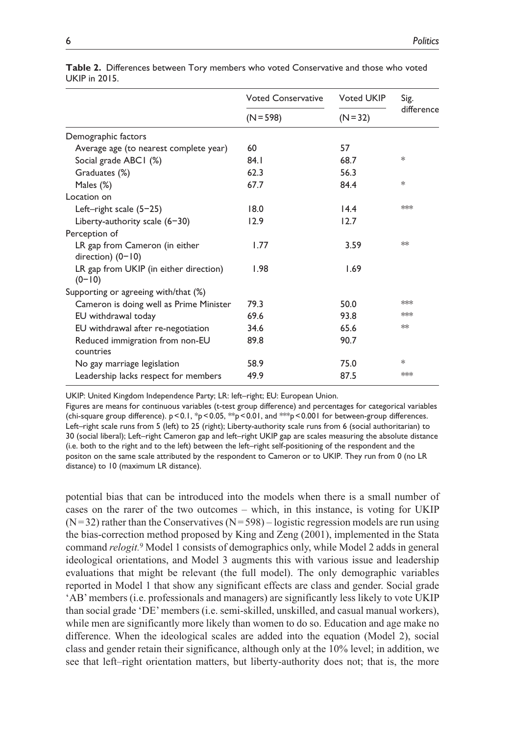**Table 2.** Differences between Tory members who voted Conservative and those who voted UKIP in 2015.

| | Voted Conservative | Voted UKIP | Sig. difference |
|---|---|---|---|
| | (N = 598) | (N = 32) | |
| Demographic factors | | | |
| Average age (to nearest complete year) | 60 | 57 | |
| Social grade ABC1 (%) | 84.1 | 68.7 | * |
| Graduates (%) | 62.3 | 56.3 | |
| Males (%) | 67.7 | 84.4 | * |
| Location on | | | |
| Left–right scale (5–25) | 18.0 | 14.4 | *** |
| Liberty-authority scale (6–30) | 12.9 | 12.7 | |
| Perception of | | | |
| LR gap from Cameron (in either direction) (0–10) | 1.77 | 3.59 | ** |
| LR gap from UKIP (in either direction) (0–10) | 1.98 | 1.69 | |
| Supporting or agreeing with/that (%) | | | |
| Cameron is doing well as Prime Minister | 79.3 | 50.0 | *** |
| EU withdrawal today | 69.6 | 93.8 | *** |
| EU withdrawal after re-negotiation | 34.6 | 65.6 | ** |
| Reduced immigration from non-EU countries | 89.8 | 90.7 | |
| No gay marriage legislation | 58.9 | 75.0 | * |
| Leadership lacks respect for members | 49.9 | 87.5 | *** |

UKIP: United Kingdom Independence Party; LR: left–right; EU: European Union.

Figures are means for continuous variables (t-test group difference) and percentages for categorical variables (chi-square group difference). $p < 0.1$, \*$p < 0.05$, \*\*$p < 0.01$, and \*\*\*$p < 0.001$ for between-group differences. Left–right scale runs from 5 (left) to 25 (right); Liberty-authority scale runs from 6 (social authoritarian) to 30 (social liberal); Left–right Cameron gap and left–right UKIP gap are scales measuring the absolute distance (i.e. both to the right and to the left) between the left–right self-positioning of the respondent and the positon on the same scale attributed by the respondent to Cameron or to UKIP. They run from 0 (no LR distance) to 10 (maximum LR distance).

potential bias that can be introduced into the models when there is a small number of cases on the rarer of the two outcomes – which, in this instance, is voting for UKIP (N = 32) rather than the Conservatives (N = 598) – logistic regression models are run using the bias-correction method proposed by King and Zeng (2001), implemented in the Stata command *relogit.*[9] Model 1 consists of demographics only, while Model 2 adds in general ideological orientations, and Model 3 augments this with various issue and leadership evaluations that might be relevant (the full model). The only demographic variables reported in Model 1 that show any significant effects are class and gender. Social grade 'AB' members (i.e. professionals and managers) are significantly less likely to vote UKIP than social grade 'DE' members (i.e. semi-skilled, unskilled, and casual manual workers), while men are significantly more likely than women to do so. Education and age make no difference. When the ideological scales are added into the equation (Model 2), social class and gender retain their significance, although only at the 10% level; in addition, we see that left–right orientation matters, but liberty-authority does not; that is, the more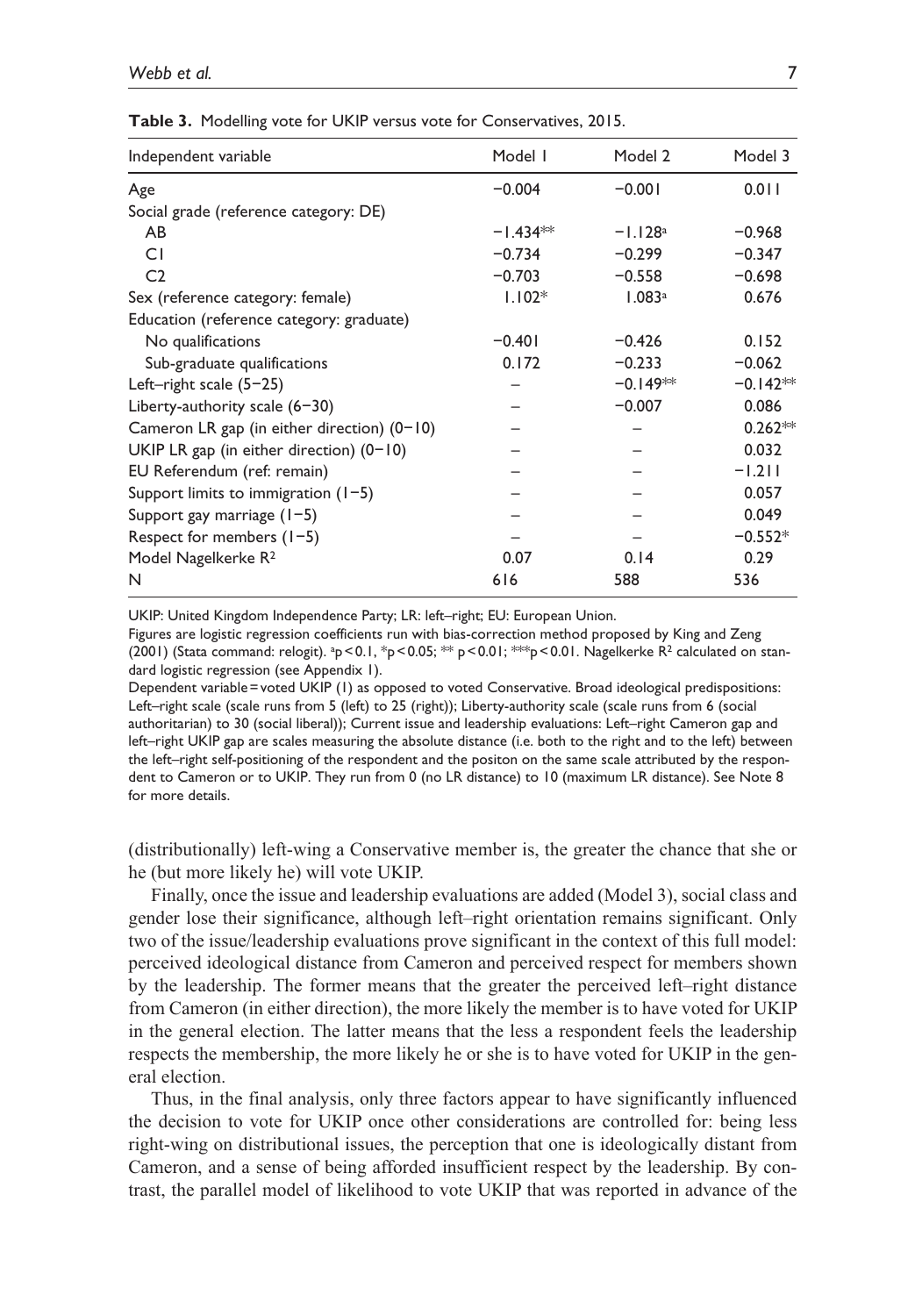**Table 3.** Modelling vote for UKIP versus vote for Conservatives, 2015.

| Independent variable | Model 1 | Model 2 | Model 3 |
|---|---|---|---|
| Age | −0.004 | −0.001 | 0.011 |
| Social grade (reference category: DE) | | | |
| AB | −1.434** | −1.128[a] | −0.968 |
| C1 | −0.734 | −0.299 | −0.347 |
| C2 | −0.703 | −0.558 | −0.698 |
| Sex (reference category: female) | 1.102* | 1.083[a] | 0.676 |
| Education (reference category: graduate) | | | |
| No qualifications | −0.401 | −0.426 | 0.152 |
| Sub-graduate qualifications | 0.172 | −0.233 | −0.062 |
| Left–right scale (5−25) | – | −0.149** | −0.142** |
| Liberty-authority scale (6−30) | – | −0.007 | 0.086 |
| Cameron LR gap (in either direction) (0−10) | – | – | 0.262** |
| UKIP LR gap (in either direction) (0−10) | – | – | 0.032 |
| EU Referendum (ref: remain) | – | – | −1.211 |
| Support limits to immigration (1−5) | – | – | 0.057 |
| Support gay marriage (1−5) | – | – | 0.049 |
| Respect for members (1−5) | – | – | −0.552* |
| Model Nagelkerke $R^2$ | 0.07 | 0.14 | 0.29 |
| N | 616 | 588 | 536 |

UKIP: United Kingdom Independence Party; LR: left–right; EU: European Union.

Figures are logistic regression coefficients run with bias-correction method proposed by King and Zeng (2001) (Stata command: relogit). [a]$p<0.1$, *$p<0.05$; ** $p<0.01$; ***$p<0.01$. Nagelkerke $R^2$ calculated on standard logistic regression (see Appendix 1).

Dependent variable = voted UKIP (1) as opposed to voted Conservative. Broad ideological predispositions: Left–right scale (scale runs from 5 (left) to 25 (right)); Liberty-authority scale (scale runs from 6 (social authoritarian) to 30 (social liberal)); Current issue and leadership evaluations: Left–right Cameron gap and left–right UKIP gap are scales measuring the absolute distance (i.e. both to the right and to the left) between the left–right self-positioning of the respondent and the positon on the same scale attributed by the respondent to Cameron or to UKIP. They run from 0 (no LR distance) to 10 (maximum LR distance). See Note 8 for more details.

(distributionally) left-wing a Conservative member is, the greater the chance that she or he (but more likely he) will vote UKIP.

Finally, once the issue and leadership evaluations are added (Model 3), social class and gender lose their significance, although left–right orientation remains significant. Only two of the issue/leadership evaluations prove significant in the context of this full model: perceived ideological distance from Cameron and perceived respect for members shown by the leadership. The former means that the greater the perceived left–right distance from Cameron (in either direction), the more likely the member is to have voted for UKIP in the general election. The latter means that the less a respondent feels the leadership respects the membership, the more likely he or she is to have voted for UKIP in the general election.

Thus, in the final analysis, only three factors appear to have significantly influenced the decision to vote for UKIP once other considerations are controlled for: being less right-wing on distributional issues, the perception that one is ideologically distant from Cameron, and a sense of being afforded insufficient respect by the leadership. By contrast, the parallel model of likelihood to vote UKIP that was reported in advance of the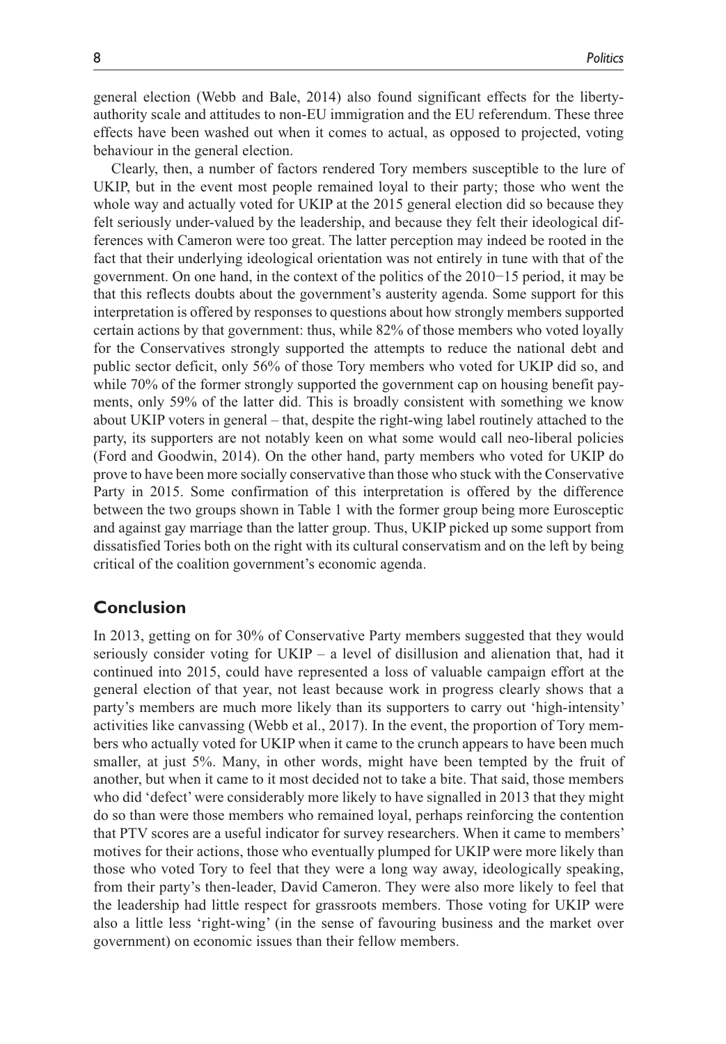general election (Webb and Bale, 2014) also found significant effects for the liberty-authority scale and attitudes to non-EU immigration and the EU referendum. These three effects have been washed out when it comes to actual, as opposed to projected, voting behaviour in the general election.

Clearly, then, a number of factors rendered Tory members susceptible to the lure of UKIP, but in the event most people remained loyal to their party; those who went the whole way and actually voted for UKIP at the 2015 general election did so because they felt seriously under-valued by the leadership, and because they felt their ideological differences with Cameron were too great. The latter perception may indeed be rooted in the fact that their underlying ideological orientation was not entirely in tune with that of the government. On one hand, in the context of the politics of the 2010−15 period, it may be that this reflects doubts about the government's austerity agenda. Some support for this interpretation is offered by responses to questions about how strongly members supported certain actions by that government: thus, while 82% of those members who voted loyally for the Conservatives strongly supported the attempts to reduce the national debt and public sector deficit, only 56% of those Tory members who voted for UKIP did so, and while 70% of the former strongly supported the government cap on housing benefit payments, only 59% of the latter did. This is broadly consistent with something we know about UKIP voters in general – that, despite the right-wing label routinely attached to the party, its supporters are not notably keen on what some would call neo-liberal policies (Ford and Goodwin, 2014). On the other hand, party members who voted for UKIP do prove to have been more socially conservative than those who stuck with the Conservative Party in 2015. Some confirmation of this interpretation is offered by the difference between the two groups shown in Table 1 with the former group being more Eurosceptic and against gay marriage than the latter group. Thus, UKIP picked up some support from dissatisfied Tories both on the right with its cultural conservatism and on the left by being critical of the coalition government's economic agenda.

## Conclusion

In 2013, getting on for 30% of Conservative Party members suggested that they would seriously consider voting for UKIP – a level of disillusion and alienation that, had it continued into 2015, could have represented a loss of valuable campaign effort at the general election of that year, not least because work in progress clearly shows that a party's members are much more likely than its supporters to carry out 'high-intensity' activities like canvassing (Webb et al., 2017). In the event, the proportion of Tory members who actually voted for UKIP when it came to the crunch appears to have been much smaller, at just 5%. Many, in other words, might have been tempted by the fruit of another, but when it came to it most decided not to take a bite. That said, those members who did 'defect' were considerably more likely to have signalled in 2013 that they might do so than were those members who remained loyal, perhaps reinforcing the contention that PTV scores are a useful indicator for survey researchers. When it came to members' motives for their actions, those who eventually plumped for UKIP were more likely than those who voted Tory to feel that they were a long way away, ideologically speaking, from their party's then-leader, David Cameron. They were also more likely to feel that the leadership had little respect for grassroots members. Those voting for UKIP were also a little less 'right-wing' (in the sense of favouring business and the market over government) on economic issues than their fellow members.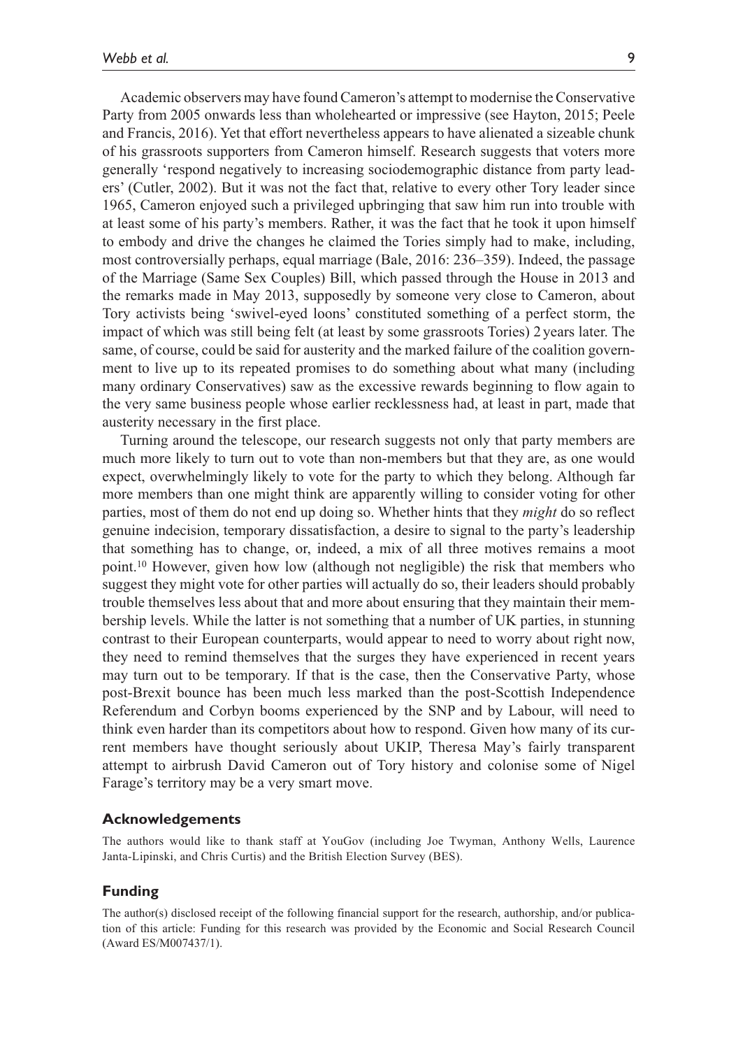Academic observers may have found Cameron's attempt to modernise the Conservative Party from 2005 onwards less than wholehearted or impressive (see Hayton, 2015; Peele and Francis, 2016). Yet that effort nevertheless appears to have alienated a sizeable chunk of his grassroots supporters from Cameron himself. Research suggests that voters more generally 'respond negatively to increasing sociodemographic distance from party leaders' (Cutler, 2002). But it was not the fact that, relative to every other Tory leader since 1965, Cameron enjoyed such a privileged upbringing that saw him run into trouble with at least some of his party's members. Rather, it was the fact that he took it upon himself to embody and drive the changes he claimed the Tories simply had to make, including, most controversially perhaps, equal marriage (Bale, 2016: 236–359). Indeed, the passage of the Marriage (Same Sex Couples) Bill, which passed through the House in 2013 and the remarks made in May 2013, supposedly by someone very close to Cameron, about Tory activists being 'swivel-eyed loons' constituted something of a perfect storm, the impact of which was still being felt (at least by some grassroots Tories) 2 years later. The same, of course, could be said for austerity and the marked failure of the coalition government to live up to its repeated promises to do something about what many (including many ordinary Conservatives) saw as the excessive rewards beginning to flow again to the very same business people whose earlier recklessness had, at least in part, made that austerity necessary in the first place.

Turning around the telescope, our research suggests not only that party members are much more likely to turn out to vote than non-members but that they are, as one would expect, overwhelmingly likely to vote for the party to which they belong. Although far more members than one might think are apparently willing to consider voting for other parties, most of them do not end up doing so. Whether hints that they *might* do so reflect genuine indecision, temporary dissatisfaction, a desire to signal to the party's leadership that something has to change, or, indeed, a mix of all three motives remains a moot point.[10] However, given how low (although not negligible) the risk that members who suggest they might vote for other parties will actually do so, their leaders should probably trouble themselves less about that and more about ensuring that they maintain their membership levels. While the latter is not something that a number of UK parties, in stunning contrast to their European counterparts, would appear to need to worry about right now, they need to remind themselves that the surges they have experienced in recent years may turn out to be temporary. If that is the case, then the Conservative Party, whose post-Brexit bounce has been much less marked than the post-Scottish Independence Referendum and Corbyn booms experienced by the SNP and by Labour, will need to think even harder than its competitors about how to respond. Given how many of its current members have thought seriously about UKIP, Theresa May's fairly transparent attempt to airbrush David Cameron out of Tory history and colonise some of Nigel Farage's territory may be a very smart move.

## Acknowledgements

The authors would like to thank staff at YouGov (including Joe Twyman, Anthony Wells, Laurence Janta-Lipinski, and Chris Curtis) and the British Election Survey (BES).

## Funding

The author(s) disclosed receipt of the following financial support for the research, authorship, and/or publication of this article: Funding for this research was provided by the Economic and Social Research Council (Award ES/M007437/1).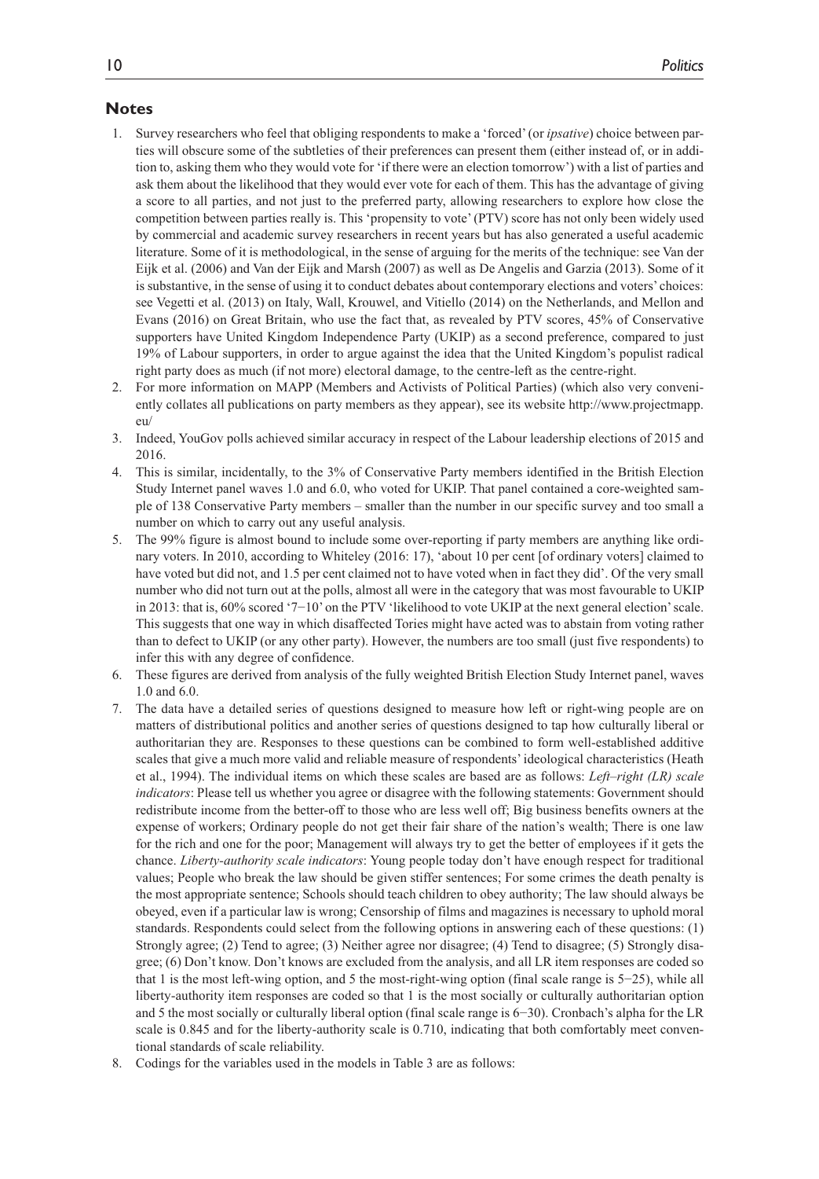## Notes

1. Survey researchers who feel that obliging respondents to make a 'forced' (or *ipsative*) choice between parties will obscure some of the subtleties of their preferences can present them (either instead of, or in addition to, asking them who they would vote for 'if there were an election tomorrow') with a list of parties and ask them about the likelihood that they would ever vote for each of them. This has the advantage of giving a score to all parties, and not just to the preferred party, allowing researchers to explore how close the competition between parties really is. This 'propensity to vote' (PTV) score has not only been widely used by commercial and academic survey researchers in recent years but has also generated a useful academic literature. Some of it is methodological, in the sense of arguing for the merits of the technique: see Van der Eijk et al. (2006) and Van der Eijk and Marsh (2007) as well as De Angelis and Garzia (2013). Some of it is substantive, in the sense of using it to conduct debates about contemporary elections and voters' choices: see Vegetti et al. (2013) on Italy, Wall, Krouwel, and Vitiello (2014) on the Netherlands, and Mellon and Evans (2016) on Great Britain, who use the fact that, as revealed by PTV scores, 45% of Conservative supporters have United Kingdom Independence Party (UKIP) as a second preference, compared to just 19% of Labour supporters, in order to argue against the idea that the United Kingdom's populist radical right party does as much (if not more) electoral damage, to the centre-left as the centre-right.
2. For more information on MAPP (Members and Activists of Political Parties) (which also very conveniently collates all publications on party members as they appear), see its website http://www.projectmapp.eu/
3. Indeed, YouGov polls achieved similar accuracy in respect of the Labour leadership elections of 2015 and 2016.
4. This is similar, incidentally, to the 3% of Conservative Party members identified in the British Election Study Internet panel waves 1.0 and 6.0, who voted for UKIP. That panel contained a core-weighted sample of 138 Conservative Party members – smaller than the number in our specific survey and too small a number on which to carry out any useful analysis.
5. The 99% figure is almost bound to include some over-reporting if party members are anything like ordinary voters. In 2010, according to Whiteley (2016: 17), 'about 10 per cent [of ordinary voters] claimed to have voted but did not, and 1.5 per cent claimed not to have voted when in fact they did'. Of the very small number who did not turn out at the polls, almost all were in the category that was most favourable to UKIP in 2013: that is, 60% scored '7−10' on the PTV 'likelihood to vote UKIP at the next general election' scale. This suggests that one way in which disaffected Tories might have acted was to abstain from voting rather than to defect to UKIP (or any other party). However, the numbers are too small (just five respondents) to infer this with any degree of confidence.
6. These figures are derived from analysis of the fully weighted British Election Study Internet panel, waves 1.0 and 6.0.
7. The data have a detailed series of questions designed to measure how left or right-wing people are on matters of distributional politics and another series of questions designed to tap how culturally liberal or authoritarian they are. Responses to these questions can be combined to form well-established additive scales that give a much more valid and reliable measure of respondents' ideological characteristics (Heath et al., 1994). The individual items on which these scales are based are as follows: *Left–right (LR) scale indicators*: Please tell us whether you agree or disagree with the following statements: Government should redistribute income from the better-off to those who are less well off; Big business benefits owners at the expense of workers; Ordinary people do not get their fair share of the nation's wealth; There is one law for the rich and one for the poor; Management will always try to get the better of employees if it gets the chance. *Liberty-authority scale indicators*: Young people today don't have enough respect for traditional values; People who break the law should be given stiffer sentences; For some crimes the death penalty is the most appropriate sentence; Schools should teach children to obey authority; The law should always be obeyed, even if a particular law is wrong; Censorship of films and magazines is necessary to uphold moral standards. Respondents could select from the following options in answering each of these questions: (1) Strongly agree; (2) Tend to agree; (3) Neither agree nor disagree; (4) Tend to disagree; (5) Strongly disagree; (6) Don't know. Don't knows are excluded from the analysis, and all LR item responses are coded so that 1 is the most left-wing option, and 5 the most-right-wing option (final scale range is 5−25), while all liberty-authority item responses are coded so that 1 is the most socially or culturally authoritarian option and 5 the most socially or culturally liberal option (final scale range is 6−30). Cronbach's alpha for the LR scale is 0.845 and for the liberty-authority scale is 0.710, indicating that both comfortably meet conventional standards of scale reliability.
8. Codings for the variables used in the models in Table 3 are as follows: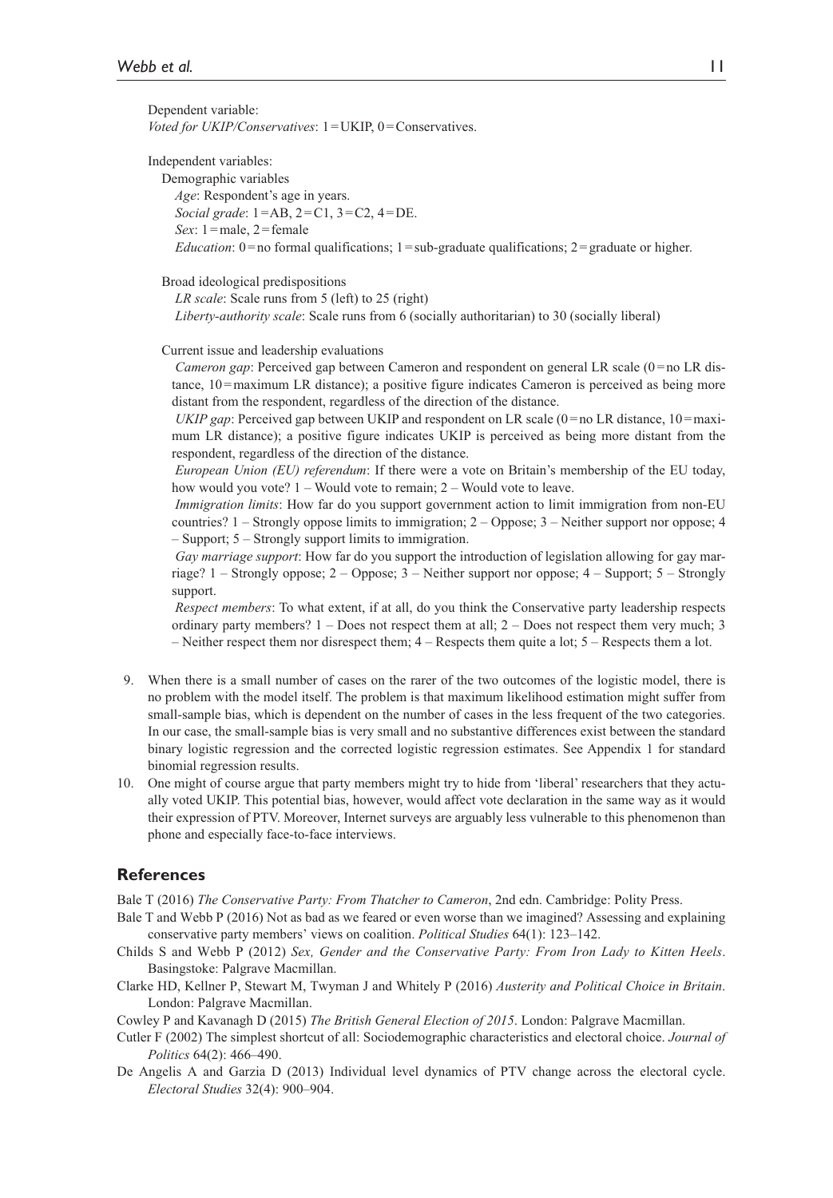Dependent variable:
*Voted for UKIP/Conservatives*: 1 = UKIP, 0 = Conservatives.

Independent variables:

Demographic variables

*Age*: Respondent's age in years.
*Social grade*: 1 = AB, 2 = C1, 3 = C2, 4 = DE.
*Sex*: 1 = male, 2 = female
*Education*: 0 = no formal qualifications; 1 = sub-graduate qualifications; 2 = graduate or higher.

Broad ideological predispositions

*LR scale*: Scale runs from 5 (left) to 25 (right)
*Liberty-authority scale*: Scale runs from 6 (socially authoritarian) to 30 (socially liberal)

Current issue and leadership evaluations

*Cameron gap*: Perceived gap between Cameron and respondent on general LR scale (0 = no LR distance, 10 = maximum LR distance); a positive figure indicates Cameron is perceived as being more distant from the respondent, regardless of the direction of the distance.

*UKIP gap*: Perceived gap between UKIP and respondent on LR scale (0 = no LR distance, 10 = maximum LR distance); a positive figure indicates UKIP is perceived as being more distant from the respondent, regardless of the direction of the distance.

*European Union (EU) referendum*: If there were a vote on Britain's membership of the EU today, how would you vote? 1 – Would vote to remain; 2 – Would vote to leave.

*Immigration limits*: How far do you support government action to limit immigration from non-EU countries? 1 – Strongly oppose limits to immigration; 2 – Oppose; 3 – Neither support nor oppose; 4 – Support; 5 – Strongly support limits to immigration.

*Gay marriage support*: How far do you support the introduction of legislation allowing for gay marriage? 1 – Strongly oppose; 2 – Oppose; 3 – Neither support nor oppose; 4 – Support; 5 – Strongly support.

*Respect members*: To what extent, if at all, do you think the Conservative party leadership respects ordinary party members? 1 – Does not respect them at all; 2 – Does not respect them very much; 3 – Neither respect them nor disrespect them; 4 – Respects them quite a lot; 5 – Respects them a lot.

9. When there is a small number of cases on the rarer of the two outcomes of the logistic model, there is no problem with the model itself. The problem is that maximum likelihood estimation might suffer from small-sample bias, which is dependent on the number of cases in the less frequent of the two categories. In our case, the small-sample bias is very small and no substantive differences exist between the standard binary logistic regression and the corrected logistic regression estimates. See Appendix 1 for standard binomial regression results.
10. One might of course argue that party members might try to hide from 'liberal' researchers that they actually voted UKIP. This potential bias, however, would affect vote declaration in the same way as it would their expression of PTV. Moreover, Internet surveys are arguably less vulnerable to this phenomenon than phone and especially face-to-face interviews.

## References

Bale T (2016) *The Conservative Party: From Thatcher to Cameron*, 2nd edn. Cambridge: Polity Press.

Bale T and Webb P (2016) Not as bad as we feared or even worse than we imagined? Assessing and explaining conservative party members' views on coalition. *Political Studies* 64(1): 123–142.

Childs S and Webb P (2012) *Sex, Gender and the Conservative Party: From Iron Lady to Kitten Heels*. Basingstoke: Palgrave Macmillan.

Clarke HD, Kellner P, Stewart M, Twyman J and Whitely P (2016) *Austerity and Political Choice in Britain*. London: Palgrave Macmillan.

Cowley P and Kavanagh D (2015) *The British General Election of 2015*. London: Palgrave Macmillan.

Cutler F (2002) The simplest shortcut of all: Sociodemographic characteristics and electoral choice. *Journal of Politics* 64(2): 466–490.

De Angelis A and Garzia D (2013) Individual level dynamics of PTV change across the electoral cycle. *Electoral Studies* 32(4): 900–904.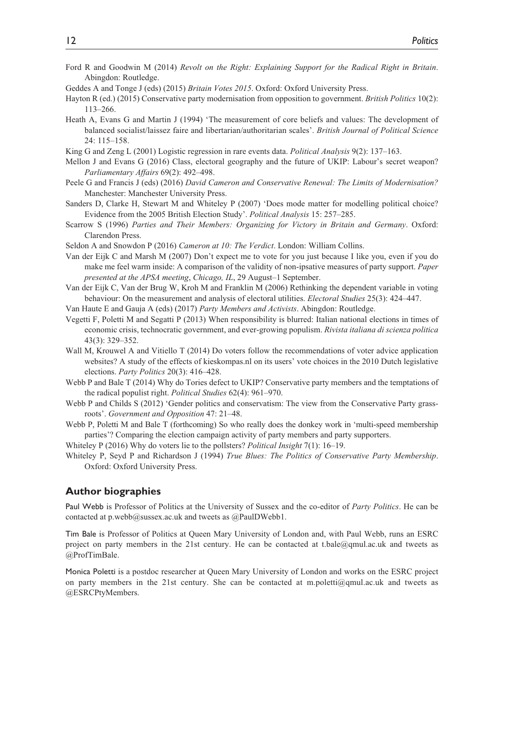Ford R and Goodwin M (2014) *Revolt on the Right: Explaining Support for the Radical Right in Britain*. Abingdon: Routledge.

Geddes A and Tonge J (eds) (2015) *Britain Votes 2015*. Oxford: Oxford University Press.

Hayton R (ed.) (2015) Conservative party modernisation from opposition to government. *British Politics* 10(2): 113–266.

Heath A, Evans G and Martin J (1994) 'The measurement of core beliefs and values: The development of balanced socialist/laissez faire and libertarian/authoritarian scales'. *British Journal of Political Science* 24: 115–158.

King G and Zeng L (2001) Logistic regression in rare events data. *Political Analysis* 9(2): 137–163.

Mellon J and Evans G (2016) Class, electoral geography and the future of UKIP: Labour's secret weapon? *Parliamentary Affairs* 69(2): 492–498.

Peele G and Francis J (eds) (2016) *David Cameron and Conservative Renewal: The Limits of Modernisation?* Manchester: Manchester University Press.

Sanders D, Clarke H, Stewart M and Whiteley P (2007) 'Does mode matter for modelling political choice? Evidence from the 2005 British Election Study'. *Political Analysis* 15: 257–285.

Scarrow S (1996) *Parties and Their Members: Organizing for Victory in Britain and Germany*. Oxford: Clarendon Press.

Seldon A and Snowdon P (2016) *Cameron at 10: The Verdict*. London: William Collins.

Van der Eijk C and Marsh M (2007) Don't expect me to vote for you just because I like you, even if you do make me feel warm inside: A comparison of the validity of non-ipsative measures of party support. *Paper presented at the APSA meeting*, *Chicago, IL*, 29 August–1 September.

Van der Eijk C, Van der Brug W, Kroh M and Franklin M (2006) Rethinking the dependent variable in voting behaviour: On the measurement and analysis of electoral utilities. *Electoral Studies* 25(3): 424–447.

Van Haute E and Gauja A (eds) (2017) *Party Members and Activists*. Abingdon: Routledge.

Vegetti F, Poletti M and Segatti P (2013) When responsibility is blurred: Italian national elections in times of economic crisis, technocratic government, and ever-growing populism. *Rivista italiana di scienza politica* 43(3): 329–352.

Wall M, Krouwel A and Vitiello T (2014) Do voters follow the recommendations of voter advice application websites? A study of the effects of kieskompas.nl on its users' vote choices in the 2010 Dutch legislative elections. *Party Politics* 20(3): 416–428.

Webb P and Bale T (2014) Why do Tories defect to UKIP? Conservative party members and the temptations of the radical populist right. *Political Studies* 62(4): 961–970.

Webb P and Childs S (2012) 'Gender politics and conservatism: The view from the Conservative Party grassroots'. *Government and Opposition* 47: 21–48.

Webb P, Poletti M and Bale T (forthcoming) So who really does the donkey work in 'multi-speed membership parties'? Comparing the election campaign activity of party members and party supporters.

Whiteley P (2016) Why do voters lie to the pollsters? *Political Insight* 7(1): 16–19.

Whiteley P, Seyd P and Richardson J (1994) *True Blues: The Politics of Conservative Party Membership*. Oxford: Oxford University Press.

## Author biographies

Paul Webb is Professor of Politics at the University of Sussex and the co-editor of *Party Politics*. He can be contacted at p.webb@sussex.ac.uk and tweets as @PaulDWebb1.

Tim Bale is Professor of Politics at Queen Mary University of London and, with Paul Webb, runs an ESRC project on party members in the 21st century. He can be contacted at t.bale@qmul.ac.uk and tweets as @ProfTimBale.

Monica Poletti is a postdoc researcher at Queen Mary University of London and works on the ESRC project on party members in the 21st century. She can be contacted at m.poletti@qmul.ac.uk and tweets as @ESRCPtyMembers.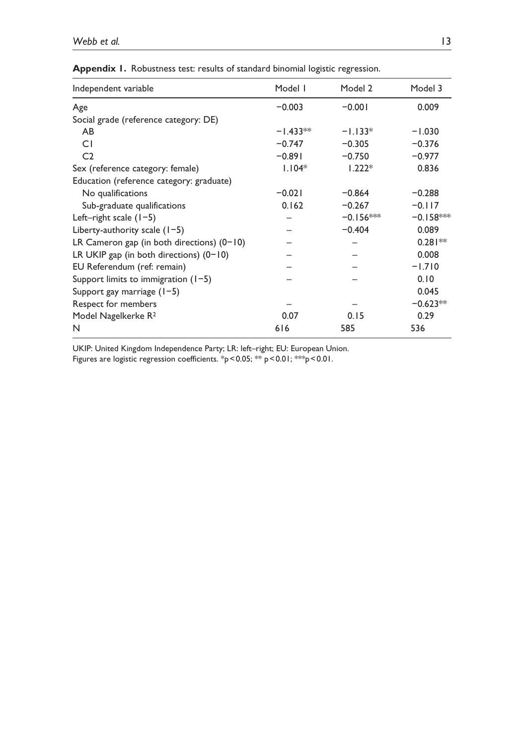**Appendix 1.** Robustness test: results of standard binomial logistic regression.

| Independent variable | Model 1 | Model 2 | Model 3 |
|---|---|---|---|
| Age | −0.003 | −0.001 | 0.009 |
| Social grade (reference category: DE) | | | |
| AB | −1.433** | −1.133* | −1.030 |
| C1 | −0.747 | −0.305 | −0.376 |
| C2 | −0.891 | −0.750 | −0.977 |
| Sex (reference category: female) | 1.104* | 1.222* | 0.836 |
| Education (reference category: graduate) | | | |
| No qualifications | −0.021 | −0.864 | −0.288 |
| Sub-graduate qualifications | 0.162 | −0.267 | −0.117 |
| Left–right scale (1−5) | – | −0.156*** | −0.158*** |
| Liberty-authority scale (1−5) | – | −0.404 | 0.089 |
| LR Cameron gap (in both directions) (0−10) | – | – | 0.281** |
| LR UKIP gap (in both directions) (0−10) | – | – | 0.008 |
| EU Referendum (ref: remain) | – | – | −1.710 |
| Support limits to immigration (1−5) | – | – | 0.10 |
| Support gay marriage (1−5) | | | 0.045 |
| Respect for members | – | – | −0.623** |
| Model Nagelkerke $R^2$ | 0.07 | 0.15 | 0.29 |
| N | 616 | 585 | 536 |

UKIP: United Kingdom Independence Party; LR: left–right; EU: European Union.
Figures are logistic regression coefficients. *$p < 0.05$; ** $p < 0.01$; ***$p < 0.01$.